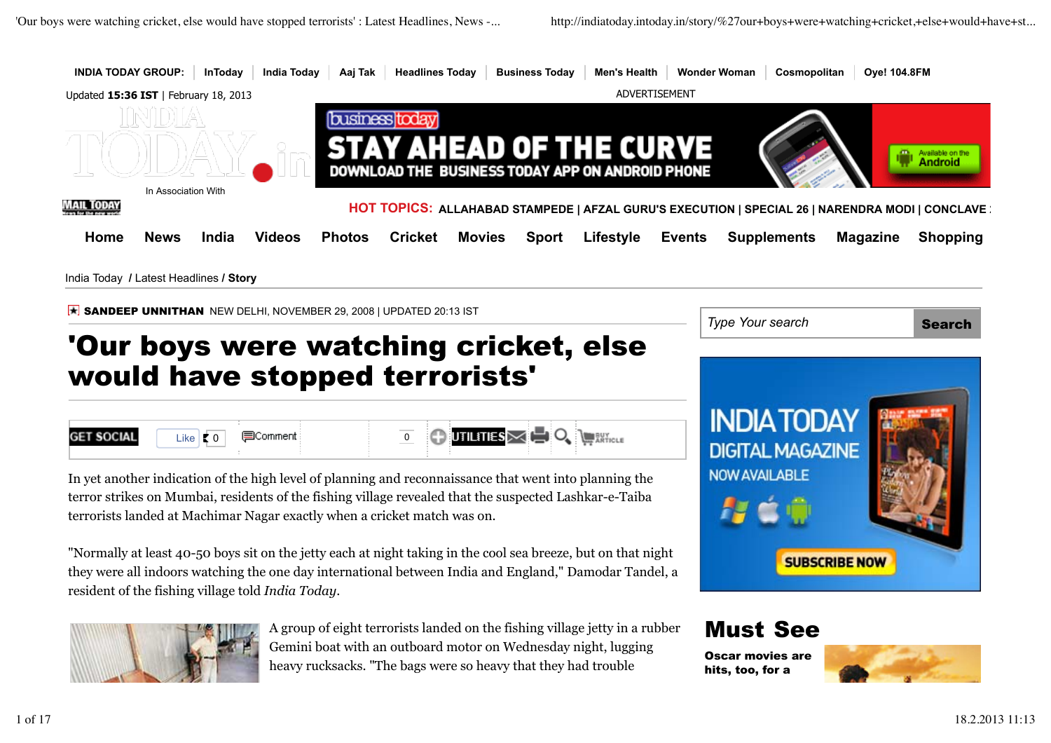INDIA TODAY GROUP: | InToday | India Today | Aaj Tak | Headlines Today | Business Today | Men's Health | Wonder Woman | Cosmopolitan | Oye! 104.8FM

Updated **15:36 IST** | February 18, 2013

ADVERTISEMENT

In Association With

HOT TOPICS: ALLAHABAD STAMPEDE | AFZAL GURU'S EXECUTION | SPECIAL 26 | NARENDRA MODI | CONCLAVE

Home News India Videos Photos Cricket Movies Sport Lifestyle Events Supplements Magazine Shopping

India Today / Latest Headlines / **Story**

**SANDEEP UNNITHAN** NEW DELHI, NOVEMBER 29, 2008 | UPDATED 20:13 IST

# 'Our boys were watching cricket, else would have stopped terrorists'

In yet another indication of the high level of planning and reconnaissance that went into planning the terror strikes on Mumbai, residents of the fishing village revealed that the suspected Lashkar-e-Taiba terrorists landed at Machimar Nagar exactly when a cricket match was on.

"Normally at least 40-50 boys sit on the jetty each at night taking in the cool sea breeze, but on that night they were all indoors watching the one day international between India and England," Damodar Tandel, a resident of the fishing village told *India Today*.

A group of eight terrorists landed on the fishing village jetty in a rubber Gemini boat with an outboard motor on Wednesday night, lugging heavy rucksacks. "The bags were so heavy that they had trouble

## Must See

**Oscar movies are hits, too, for a**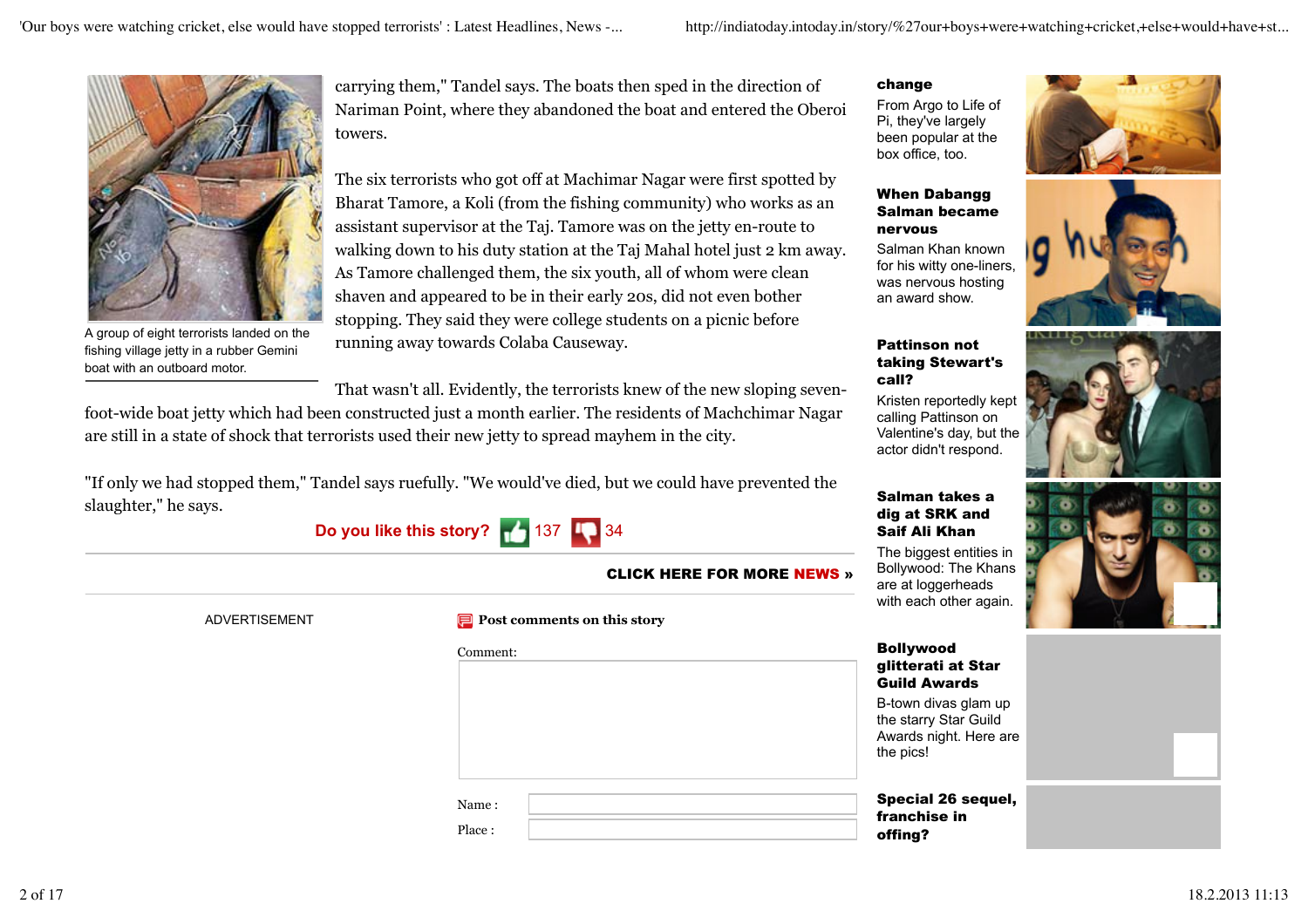carrying them," Tandel says. The boats then sped in the direction of Nariman Point, where they abandoned the boat and entered the Oberoi towers.

A group of eight terrorists landed on the fishing village jetty in a rubber Gemini boat with an outboard motor.

The six terrorists who got off at Machimar Nagar were first spotted by Bharat Tamore, a Koli (from the fishing community) who works as an assistant supervisor at the Taj. Tamore was on the jetty en-route to walking down to his duty station at the Taj Mahal hotel just 2 km away. As Tamore challenged them, the six youth, all of whom were clean shaven and appeared to be in their early 20s, did not even bother stopping. They said they were college students on a picnic before running away towards Colaba Causeway.

That wasn't all. Evidently, the terrorists knew of the new sloping seven-foot-wide boat jetty which had been constructed just a month earlier. The residents of Machchimar Nagar are still in a state of shock that terrorists used their new jetty to spread mayhem in the city.

"If only we had stopped them," Tandel says ruefully. "We would've died, but we could have prevented the slaughter," he says.

**Do you like this story?** 137 34

**CLICK HERE FOR MORE NEWS »**

ADVERTISEMENT

**Post comments on this story**

Comment:

Name :

Place :

**change**

From Argo to Life of Pi, they've largely been popular at the box office, too.

**When Dabangg Salman became nervous**

Salman Khan known for his witty one-liners, was nervous hosting an award show.

**Pattinson not taking Stewart's call?**

Kristen reportedly kept calling Pattinson on Valentine's day, but the actor didn't respond.

**Salman takes a dig at SRK and Saif Ali Khan**

The biggest entities in Bollywood: The Khans are at loggerheads with each other again.

**Bollywood glitterati at Star Guild Awards**

B-town divas glam up the starry Star Guild Awards night. Here are the pics!

**Special 26 sequel, franchise in offing?**